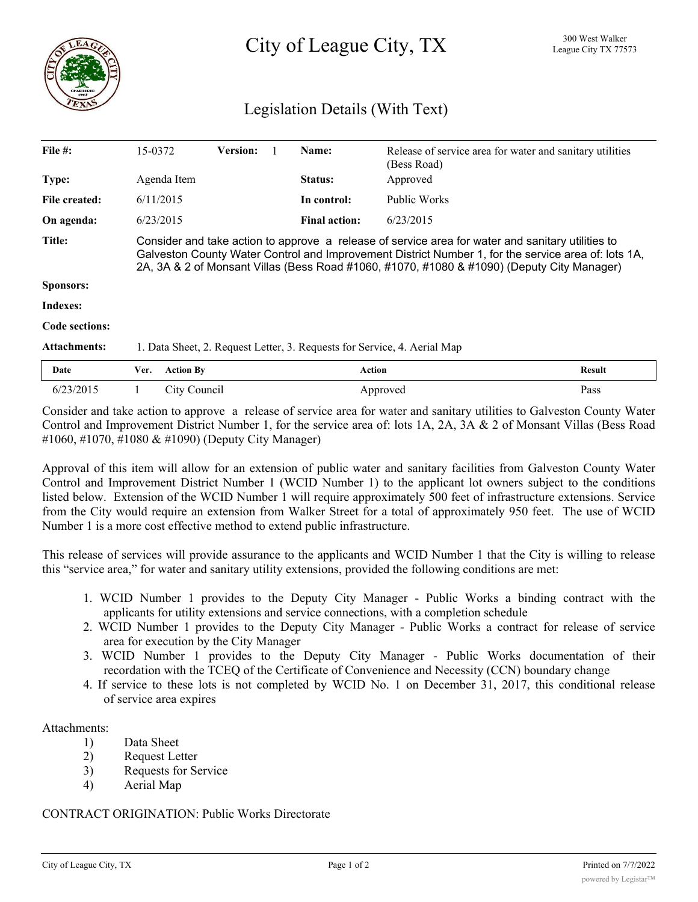# City of League City, TX

300 West Walker
League City TX 77573

## Legislation Details (With Text)

| | | | | | |
|---|---|---|---|---|---|
| **File #:** | 15-0372 | **Version:** 1 | | **Name:** | Release of service area for water and sanitary utilities (Bess Road) |
| **Type:** | Agenda Item | | | **Status:** | Approved |
| **File created:** | 6/11/2015 | | | **In control:** | Public Works |
| **On agenda:** | 6/23/2015 | | | **Final action:** | 6/23/2015 |

**Title:** Consider and take action to approve a release of service area for water and sanitary utilities to Galveston County Water Control and Improvement District Number 1, for the service area of: lots 1A, 2A, 3A & 2 of Monsant Villas (Bess Road #1060, #1070, #1080 & #1090) (Deputy City Manager)

**Sponsors:**

**Indexes:**

**Code sections:**

**Attachments:** 1. Data Sheet, 2. Request Letter, 3. Requests for Service, 4. Aerial Map

| Date | Ver. | Action By | Action | Result |
|---|---|---|---|---|
| 6/23/2015 | 1 | City Council | Approved | Pass |

Consider and take action to approve a release of service area for water and sanitary utilities to Galveston County Water Control and Improvement District Number 1, for the service area of: lots 1A, 2A, 3A & 2 of Monsant Villas (Bess Road #1060, #1070, #1080 & #1090) (Deputy City Manager)

Approval of this item will allow for an extension of public water and sanitary facilities from Galveston County Water Control and Improvement District Number 1 (WCID Number 1) to the applicant lot owners subject to the conditions listed below. Extension of the WCID Number 1 will require approximately 500 feet of infrastructure extensions. Service from the City would require an extension from Walker Street for a total of approximately 950 feet. The use of WCID Number 1 is a more cost effective method to extend public infrastructure.

This release of services will provide assurance to the applicants and WCID Number 1 that the City is willing to release this "service area," for water and sanitary utility extensions, provided the following conditions are met:

1. WCID Number 1 provides to the Deputy City Manager - Public Works a binding contract with the applicants for utility extensions and service connections, with a completion schedule
2. WCID Number 1 provides to the Deputy City Manager - Public Works a contract for release of service area for execution by the City Manager
3. WCID Number 1 provides to the Deputy City Manager - Public Works documentation of their recordation with the TCEQ of the Certificate of Convenience and Necessity (CCN) boundary change
4. If service to these lots is not completed by WCID No. 1 on December 31, 2017, this conditional release of service area expires

Attachments:

1) Data Sheet
2) Request Letter
3) Requests for Service
4) Aerial Map

CONTRACT ORIGINATION: Public Works Directorate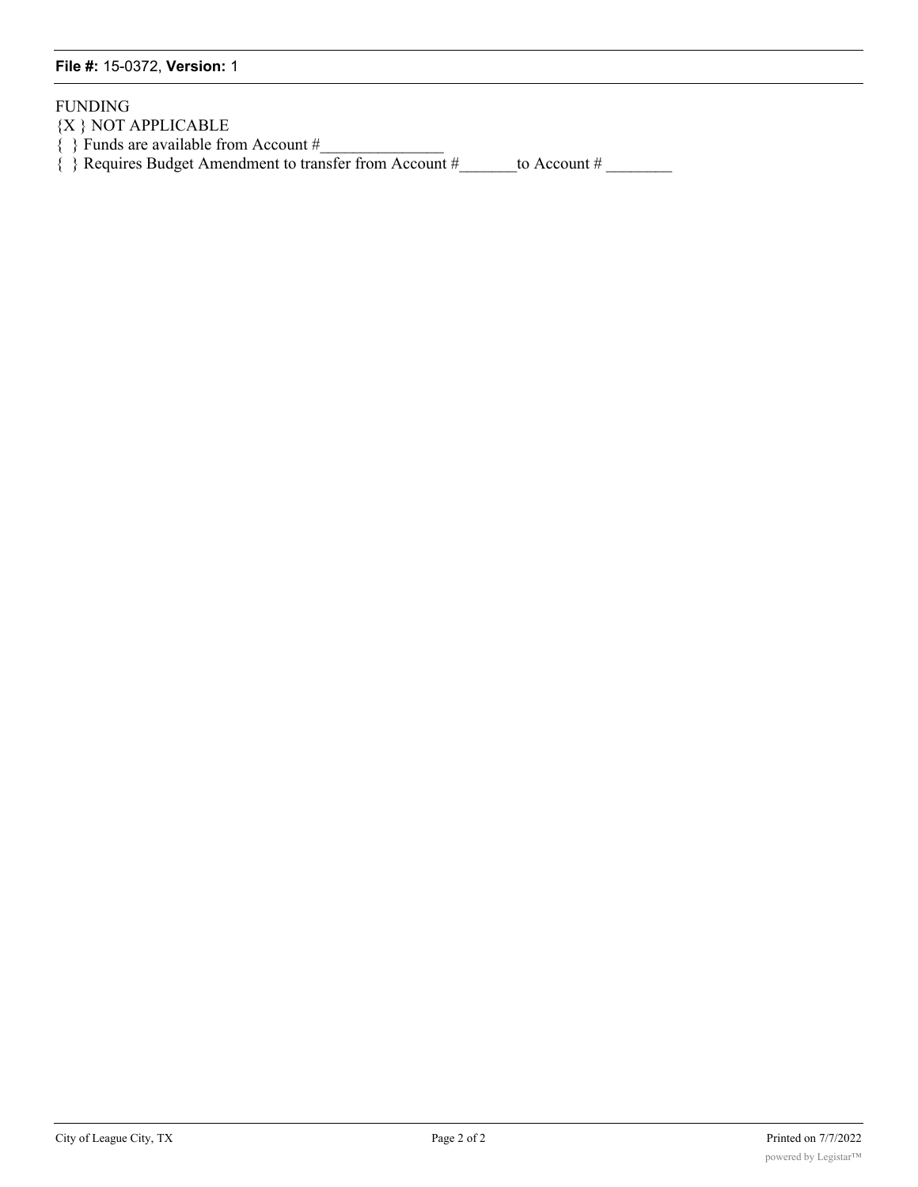FUNDING

{X } NOT APPLICABLE

{ } Funds are available from Account #_______________

{ } Requires Budget Amendment to transfer from Account #_______to Account # ________